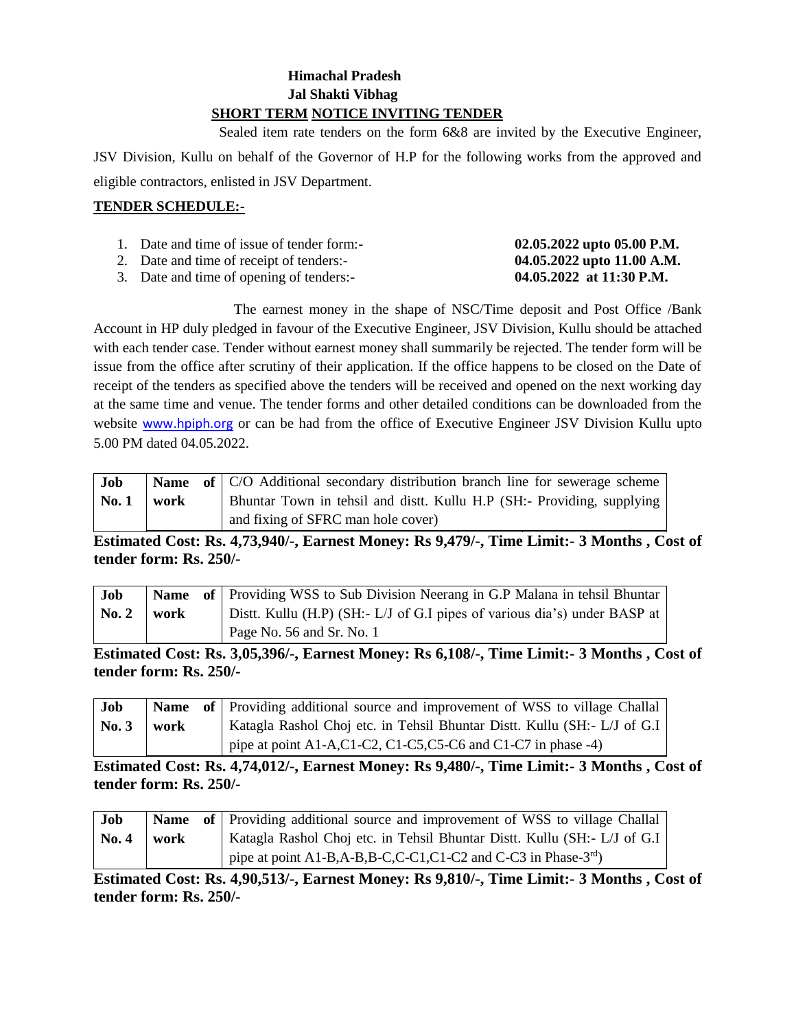**Himachal Pradesh**
**Jal Shakti Vibhag**
**SHORT TERM NOTICE INVITING TENDER**

Sealed item rate tenders on the form 6&8 are invited by the Executive Engineer, JSV Division, Kullu on behalf of the Governor of H.P for the following works from the approved and eligible contractors, enlisted in JSV Department.

**TENDER SCHEDULE:-**

1. Date and time of issue of tender form:- **02.05.2022 upto 05.00 P.M.**
2. Date and time of receipt of tenders:- **04.05.2022 upto 11.00 A.M.**
3. Date and time of opening of tenders:- **04.05.2022 at 11:30 P.M.**

The earnest money in the shape of NSC/Time deposit and Post Office /Bank Account in HP duly pledged in favour of the Executive Engineer, JSV Division, Kullu should be attached with each tender case. Tender without earnest money shall summarily be rejected. The tender form will be issue from the office after scrutiny of their application. If the office happens to be closed on the Date of receipt of the tenders as specified above the tenders will be received and opened on the next working day at the same time and venue. The tender forms and other detailed conditions can be downloaded from the website www.hpiph.org or can be had from the office of Executive Engineer JSV Division Kullu upto 5.00 PM dated 04.05.2022.

| Job No. 1 | Name of work | C/O Additional secondary distribution branch line for sewerage scheme Bhuntar Town in tehsil and distt. Kullu H.P (SH:- Providing, supplying and fixing of SFRC man hole cover) |
|---|---|---|

**Estimated Cost: Rs. 4,73,940/-, Earnest Money: Rs 9,479/-, Time Limit:- 3 Months , Cost of tender form: Rs. 250/-**

| Job No. 2 | Name of work | Providing WSS to Sub Division Neerang in G.P Malana in tehsil Bhuntar Distt. Kullu (H.P) (SH:- L/J of G.I pipes of various dia's) under BASP at Page No. 56 and Sr. No. 1 |
|---|---|---|

**Estimated Cost: Rs. 3,05,396/-, Earnest Money: Rs 6,108/-, Time Limit:- 3 Months , Cost of tender form: Rs. 250/-**

| Job No. 3 | Name of work | Providing additional source and improvement of WSS to village Challal Katagla Rashol Choj etc. in Tehsil Bhuntar Distt. Kullu (SH:- L/J of G.I pipe at point A1-A,C1-C2, C1-C5,C5-C6 and C1-C7 in phase -4) |
|---|---|---|

**Estimated Cost: Rs. 4,74,012/-, Earnest Money: Rs 9,480/-, Time Limit:- 3 Months , Cost of tender form: Rs. 250/-**

| Job No. 4 | Name of work | Providing additional source and improvement of WSS to village Challal Katagla Rashol Choj etc. in Tehsil Bhuntar Distt. Kullu (SH:- L/J of G.I pipe at point A1-B,A-B,B-C,C-C1,C1-C2 and C-C3 in Phase-3rd) |
|---|---|---|

**Estimated Cost: Rs. 4,90,513/-, Earnest Money: Rs 9,810/-, Time Limit:- 3 Months , Cost of tender form: Rs. 250/-**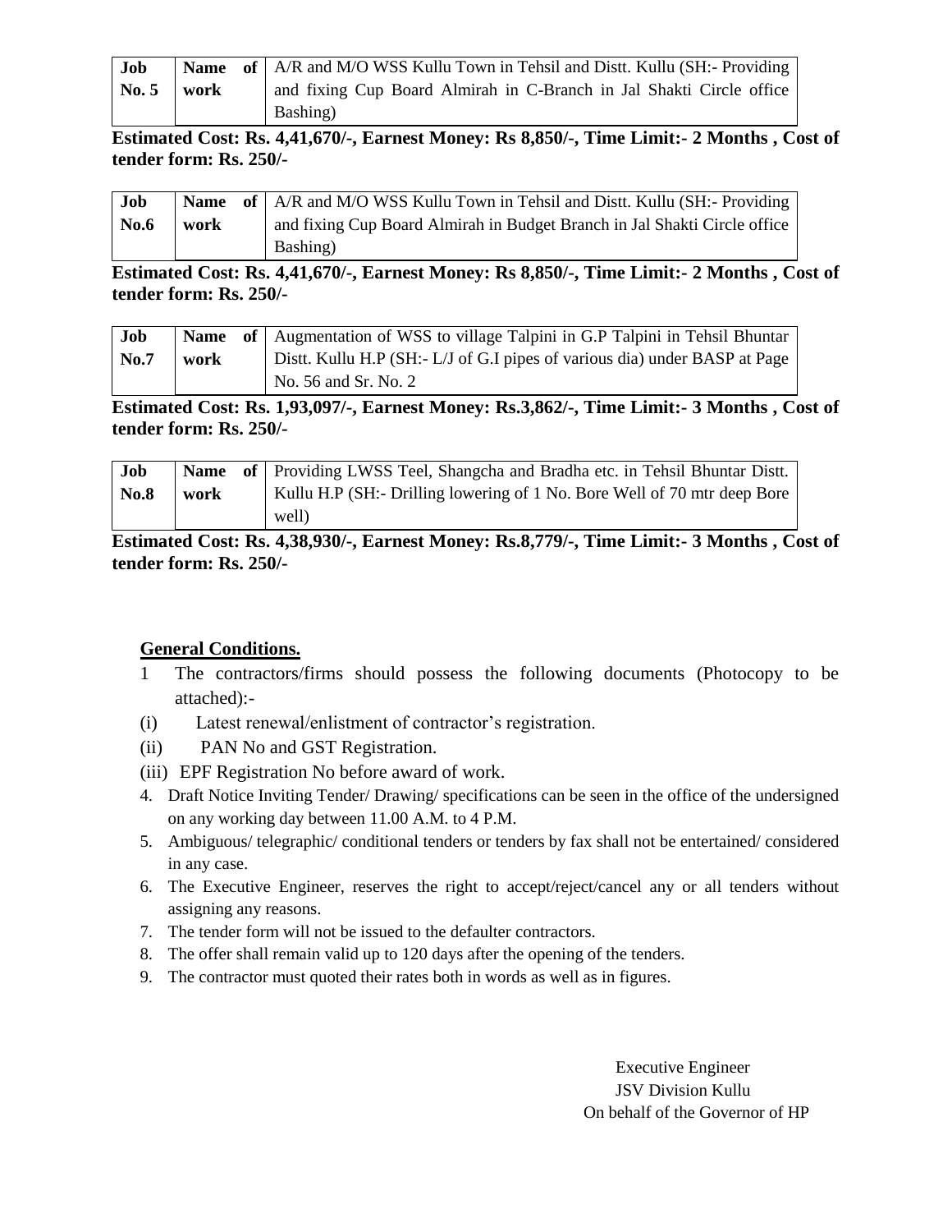| Job No. 5 | Name of work | A/R and M/O WSS Kullu Town in Tehsil and Distt. Kullu (SH:- Providing and fixing Cup Board Almirah in C-Branch in Jal Shakti Circle office Bashing) |
|---|---|---|

**Estimated Cost: Rs. 4,41,670/-, Earnest Money: Rs 8,850/-, Time Limit:- 2 Months , Cost of tender form: Rs. 250/-**

| Job No.6 | Name of work | A/R and M/O WSS Kullu Town in Tehsil and Distt. Kullu (SH:- Providing and fixing Cup Board Almirah in Budget Branch in Jal Shakti Circle office Bashing) |
|---|---|---|

**Estimated Cost: Rs. 4,41,670/-, Earnest Money: Rs 8,850/-, Time Limit:- 2 Months , Cost of tender form: Rs. 250/-**

| Job No.7 | Name of work | Augmentation of WSS to village Talpini in G.P Talpini in Tehsil Bhuntar Distt. Kullu H.P (SH:- L/J of G.I pipes of various dia) under BASP at Page No. 56 and Sr. No. 2 |
|---|---|---|

**Estimated Cost: Rs. 1,93,097/-, Earnest Money: Rs.3,862/-, Time Limit:- 3 Months , Cost of tender form: Rs. 250/-**

| Job No.8 | Name of work | Providing LWSS Teel, Shangcha and Bradha etc. in Tehsil Bhuntar Distt. Kullu H.P (SH:- Drilling lowering of 1 No. Bore Well of 70 mtr deep Bore well) |
|---|---|---|

**Estimated Cost: Rs. 4,38,930/-, Earnest Money: Rs.8,779/-, Time Limit:- 3 Months , Cost of tender form: Rs. 250/-**

## General Conditions.

1 The contractors/firms should possess the following documents (Photocopy to be attached):-

(i) Latest renewal/enlistment of contractor's registration.

(ii) PAN No and GST Registration.

(iii) EPF Registration No before award of work.

4. Draft Notice Inviting Tender/ Drawing/ specifications can be seen in the office of the undersigned on any working day between 11.00 A.M. to 4 P.M.
5. Ambiguous/ telegraphic/ conditional tenders or tenders by fax shall not be entertained/ considered in any case.
6. The Executive Engineer, reserves the right to accept/reject/cancel any or all tenders without assigning any reasons.
7. The tender form will not be issued to the defaulter contractors.
8. The offer shall remain valid up to 120 days after the opening of the tenders.
9. The contractor must quoted their rates both in words as well as in figures.

Executive Engineer
JSV Division Kullu
On behalf of the Governor of HP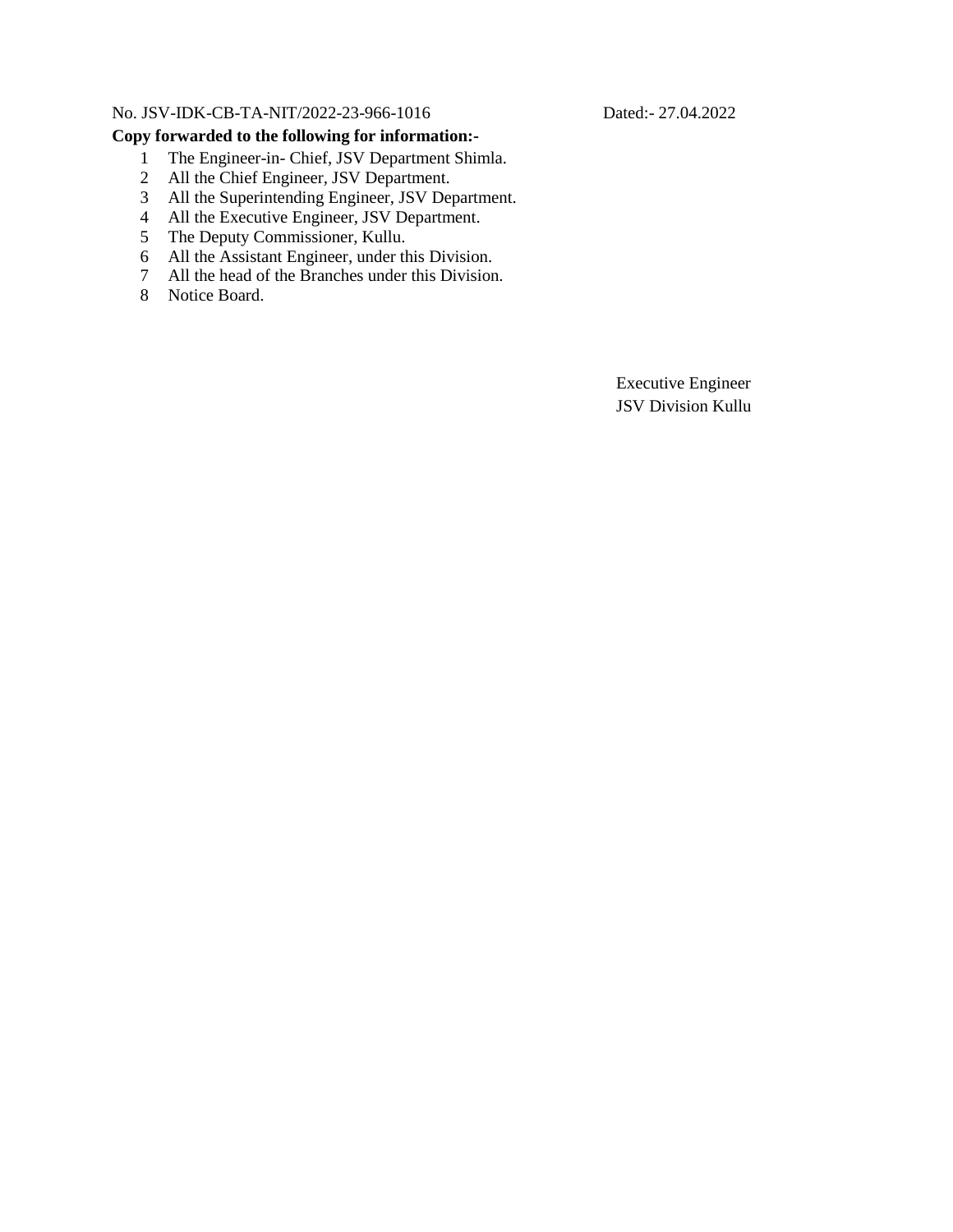No. JSV-IDK-CB-TA-NIT/2022-23-966-1016 Dated:- 27.04.2022

**Copy forwarded to the following for information:-**

1. The Engineer-in- Chief, JSV Department Shimla.
2. All the Chief Engineer, JSV Department.
3. All the Superintending Engineer, JSV Department.
4. All the Executive Engineer, JSV Department.
5. The Deputy Commissioner, Kullu.
6. All the Assistant Engineer, under this Division.
7. All the head of the Branches under this Division.
8. Notice Board.

Executive Engineer
JSV Division Kullu